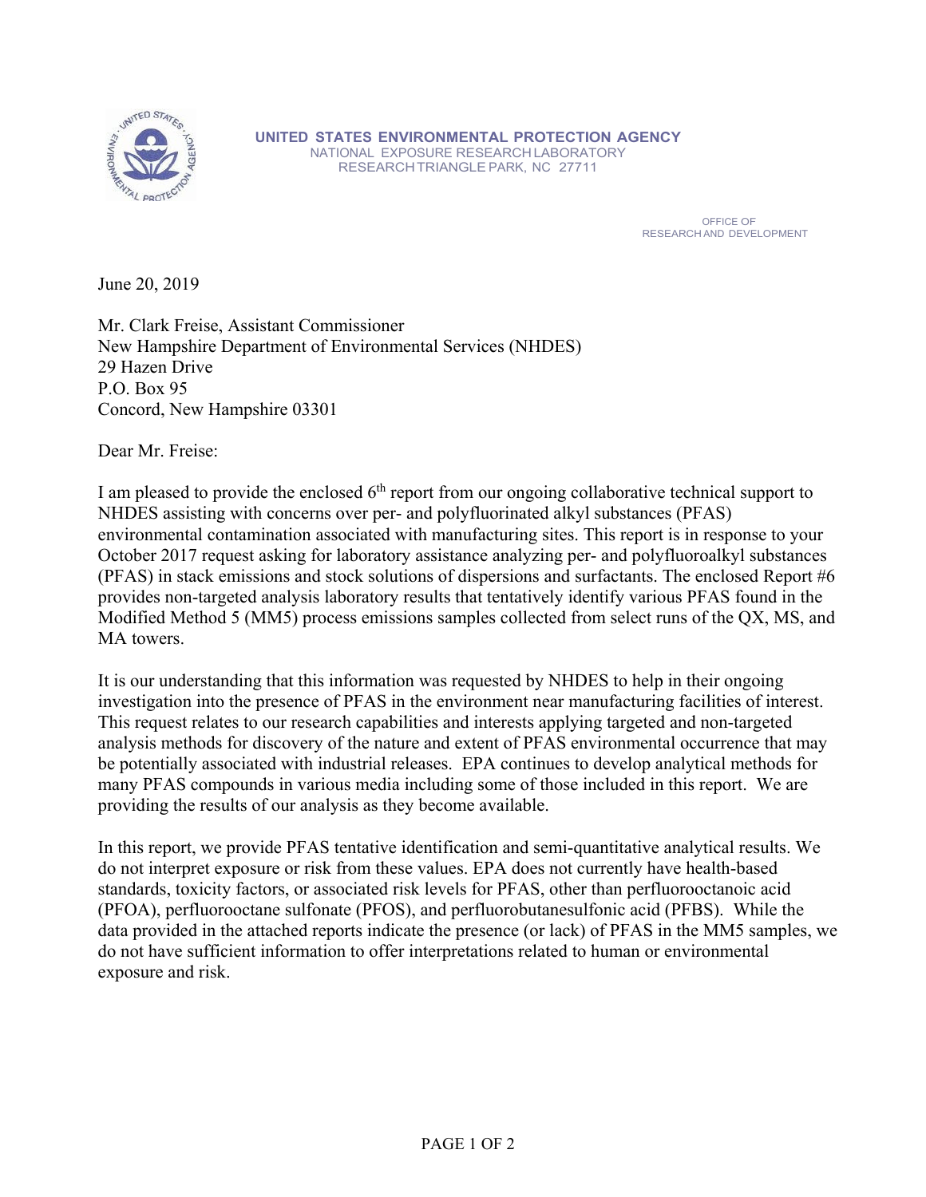**UNITED STATES ENVIRONMENTAL PROTECTION AGENCY**
NATIONAL EXPOSURE RESEARCH LABORATORY
RESEARCH TRIANGLE PARK, NC 27711

OFFICE OF
RESEARCH AND DEVELOPMENT

June 20, 2019

Mr. Clark Freise, Assistant Commissioner
New Hampshire Department of Environmental Services (NHDES)
29 Hazen Drive
P.O. Box 95
Concord, New Hampshire 03301

Dear Mr. Freise:

I am pleased to provide the enclosed 6th report from our ongoing collaborative technical support to NHDES assisting with concerns over per- and polyfluorinated alkyl substances (PFAS) environmental contamination associated with manufacturing sites. This report is in response to your October 2017 request asking for laboratory assistance analyzing per- and polyfluoroalkyl substances (PFAS) in stack emissions and stock solutions of dispersions and surfactants. The enclosed Report #6 provides non-targeted analysis laboratory results that tentatively identify various PFAS found in the Modified Method 5 (MM5) process emissions samples collected from select runs of the QX, MS, and MA towers.

It is our understanding that this information was requested by NHDES to help in their ongoing investigation into the presence of PFAS in the environment near manufacturing facilities of interest. This request relates to our research capabilities and interests applying targeted and non-targeted analysis methods for discovery of the nature and extent of PFAS environmental occurrence that may be potentially associated with industrial releases. EPA continues to develop analytical methods for many PFAS compounds in various media including some of those included in this report. We are providing the results of our analysis as they become available.

In this report, we provide PFAS tentative identification and semi-quantitative analytical results. We do not interpret exposure or risk from these values. EPA does not currently have health-based standards, toxicity factors, or associated risk levels for PFAS, other than perfluorooctanoic acid (PFOA), perfluorooctane sulfonate (PFOS), and perfluorobutanesulfonic acid (PFBS). While the data provided in the attached reports indicate the presence (or lack) of PFAS in the MM5 samples, we do not have sufficient information to offer interpretations related to human or environmental exposure and risk.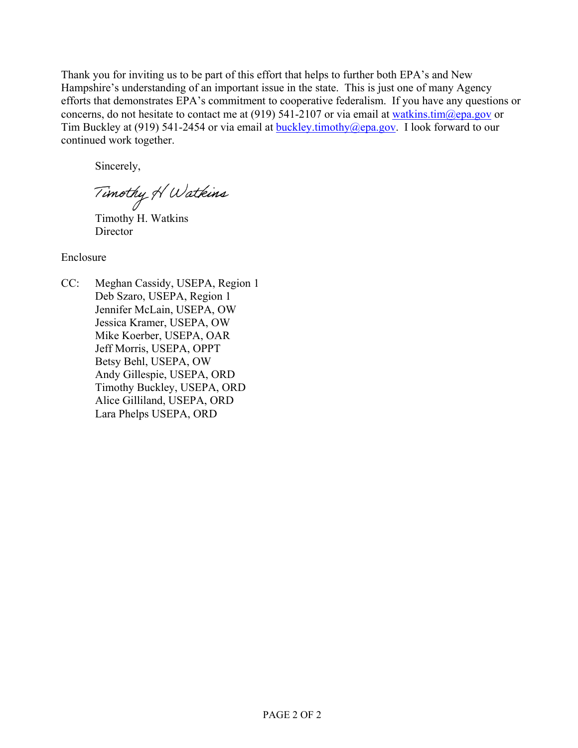Thank you for inviting us to be part of this effort that helps to further both EPA's and New Hampshire's understanding of an important issue in the state. This is just one of many Agency efforts that demonstrates EPA's commitment to cooperative federalism. If you have any questions or concerns, do not hesitate to contact me at (919) 541-2107 or via email at watkins.tim@epa.gov or Tim Buckley at (919) 541-2454 or via email at buckley.timothy@epa.gov. I look forward to our continued work together.

Sincerely,

*Timothy H Watkins*

Timothy H. Watkins
Director

Enclosure

CC: Meghan Cassidy, USEPA, Region 1
Deb Szaro, USEPA, Region 1
Jennifer McLain, USEPA, OW
Jessica Kramer, USEPA, OW
Mike Koerber, USEPA, OAR
Jeff Morris, USEPA, OPPT
Betsy Behl, USEPA, OW
Andy Gillespie, USEPA, ORD
Timothy Buckley, USEPA, ORD
Alice Gilliland, USEPA, ORD
Lara Phelps USEPA, ORD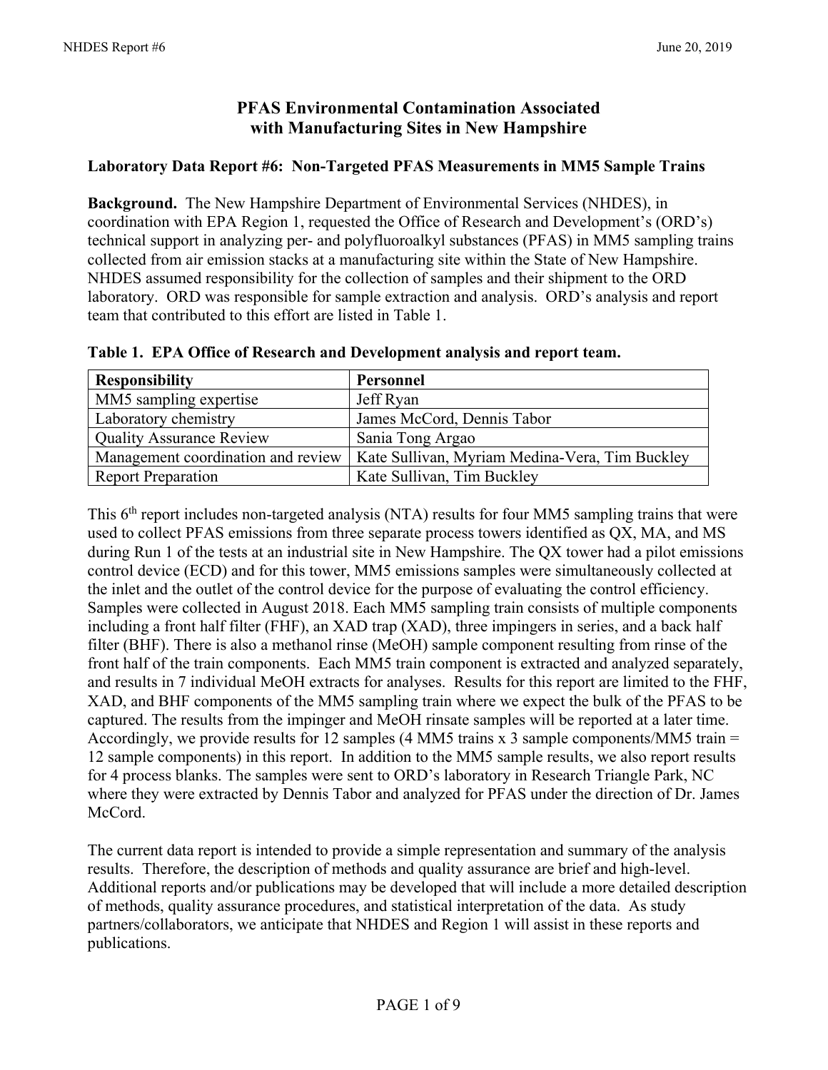# PFAS Environmental Contamination Associated with Manufacturing Sites in New Hampshire

## Laboratory Data Report #6: Non-Targeted PFAS Measurements in MM5 Sample Trains

**Background.** The New Hampshire Department of Environmental Services (NHDES), in coordination with EPA Region 1, requested the Office of Research and Development's (ORD's) technical support in analyzing per- and polyfluoroalkyl substances (PFAS) in MM5 sampling trains collected from air emission stacks at a manufacturing site within the State of New Hampshire. NHDES assumed responsibility for the collection of samples and their shipment to the ORD laboratory. ORD was responsible for sample extraction and analysis. ORD's analysis and report team that contributed to this effort are listed in Table 1.

**Table 1. EPA Office of Research and Development analysis and report team.**

| Responsibility | Personnel |
|---|---|
| MM5 sampling expertise | Jeff Ryan |
| Laboratory chemistry | James McCord, Dennis Tabor |
| Quality Assurance Review | Sania Tong Argao |
| Management coordination and review | Kate Sullivan, Myriam Medina-Vera, Tim Buckley |
| Report Preparation | Kate Sullivan, Tim Buckley |

This 6th report includes non-targeted analysis (NTA) results for four MM5 sampling trains that were used to collect PFAS emissions from three separate process towers identified as QX, MA, and MS during Run 1 of the tests at an industrial site in New Hampshire. The QX tower had a pilot emissions control device (ECD) and for this tower, MM5 emissions samples were simultaneously collected at the inlet and the outlet of the control device for the purpose of evaluating the control efficiency. Samples were collected in August 2018. Each MM5 sampling train consists of multiple components including a front half filter (FHF), an XAD trap (XAD), three impingers in series, and a back half filter (BHF). There is also a methanol rinse (MeOH) sample component resulting from rinse of the front half of the train components. Each MM5 train component is extracted and analyzed separately, and results in 7 individual MeOH extracts for analyses. Results for this report are limited to the FHF, XAD, and BHF components of the MM5 sampling train where we expect the bulk of the PFAS to be captured. The results from the impinger and MeOH rinsate samples will be reported at a later time. Accordingly, we provide results for 12 samples (4 MM5 trains x 3 sample components/MM5 train = 12 sample components) in this report. In addition to the MM5 sample results, we also report results for 4 process blanks. The samples were sent to ORD's laboratory in Research Triangle Park, NC where they were extracted by Dennis Tabor and analyzed for PFAS under the direction of Dr. James McCord.

The current data report is intended to provide a simple representation and summary of the analysis results. Therefore, the description of methods and quality assurance are brief and high-level. Additional reports and/or publications may be developed that will include a more detailed description of methods, quality assurance procedures, and statistical interpretation of the data. As study partners/collaborators, we anticipate that NHDES and Region 1 will assist in these reports and publications.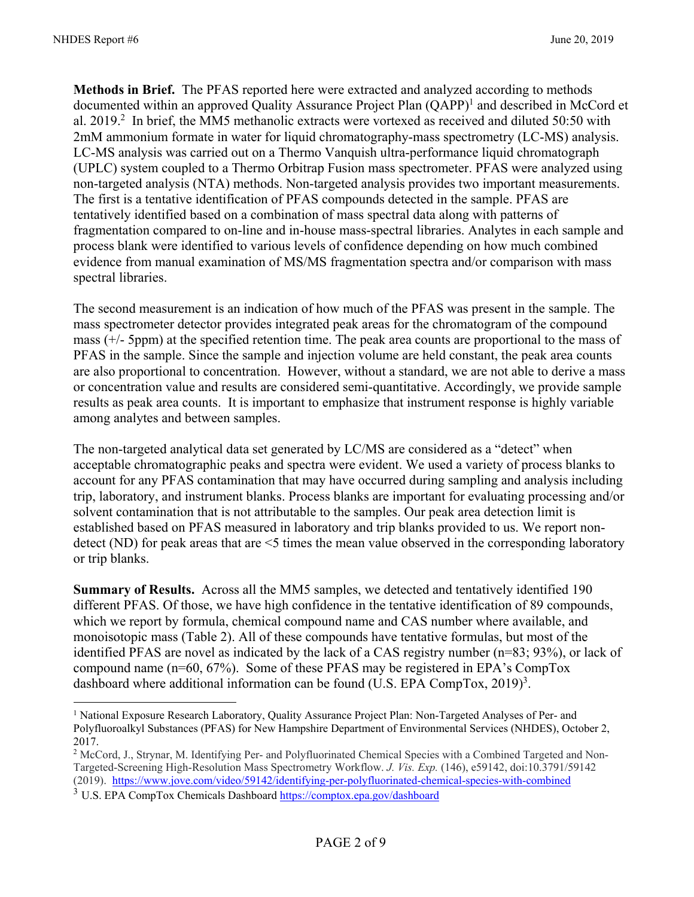**Methods in Brief.** The PFAS reported here were extracted and analyzed according to methods documented within an approved Quality Assurance Project Plan (QAPP)[1] and described in McCord et al. 2019.[2] In brief, the MM5 methanolic extracts were vortexed as received and diluted 50:50 with 2mM ammonium formate in water for liquid chromatography-mass spectrometry (LC-MS) analysis. LC-MS analysis was carried out on a Thermo Vanquish ultra-performance liquid chromatograph (UPLC) system coupled to a Thermo Orbitrap Fusion mass spectrometer. PFAS were analyzed using non-targeted analysis (NTA) methods. Non-targeted analysis provides two important measurements. The first is a tentative identification of PFAS compounds detected in the sample. PFAS are tentatively identified based on a combination of mass spectral data along with patterns of fragmentation compared to on-line and in-house mass-spectral libraries. Analytes in each sample and process blank were identified to various levels of confidence depending on how much combined evidence from manual examination of MS/MS fragmentation spectra and/or comparison with mass spectral libraries.

The second measurement is an indication of how much of the PFAS was present in the sample. The mass spectrometer detector provides integrated peak areas for the chromatogram of the compound mass (+/- 5ppm) at the specified retention time. The peak area counts are proportional to the mass of PFAS in the sample. Since the sample and injection volume are held constant, the peak area counts are also proportional to concentration. However, without a standard, we are not able to derive a mass or concentration value and results are considered semi-quantitative. Accordingly, we provide sample results as peak area counts. It is important to emphasize that instrument response is highly variable among analytes and between samples.

The non-targeted analytical data set generated by LC/MS are considered as a "detect" when acceptable chromatographic peaks and spectra were evident. We used a variety of process blanks to account for any PFAS contamination that may have occurred during sampling and analysis including trip, laboratory, and instrument blanks. Process blanks are important for evaluating processing and/or solvent contamination that is not attributable to the samples. Our peak area detection limit is established based on PFAS measured in laboratory and trip blanks provided to us. We report non-detect (ND) for peak areas that are <5 times the mean value observed in the corresponding laboratory or trip blanks.

**Summary of Results.** Across all the MM5 samples, we detected and tentatively identified 190 different PFAS. Of those, we have high confidence in the tentative identification of 89 compounds, which we report by formula, chemical compound name and CAS number where available, and monoisotopic mass (Table 2). All of these compounds have tentative formulas, but most of the identified PFAS are novel as indicated by the lack of a CAS registry number (n=83; 93%), or lack of compound name (n=60, 67%). Some of these PFAS may be registered in EPA's CompTox dashboard where additional information can be found (U.S. EPA CompTox, 2019)[3].

---

[1] National Exposure Research Laboratory, Quality Assurance Project Plan: Non-Targeted Analyses of Per- and Polyfluoroalkyl Substances (PFAS) for New Hampshire Department of Environmental Services (NHDES), October 2, 2017.

[2] McCord, J., Strynar, M. Identifying Per- and Polyfluorinated Chemical Species with a Combined Targeted and Non-Targeted-Screening High-Resolution Mass Spectrometry Workflow. *J. Vis. Exp.* (146), e59142, doi:10.3791/59142 (2019). https://www.jove.com/video/59142/identifying-per-polyfluorinated-chemical-species-with-combined

[3] U.S. EPA CompTox Chemicals Dashboard https://comptox.epa.gov/dashboard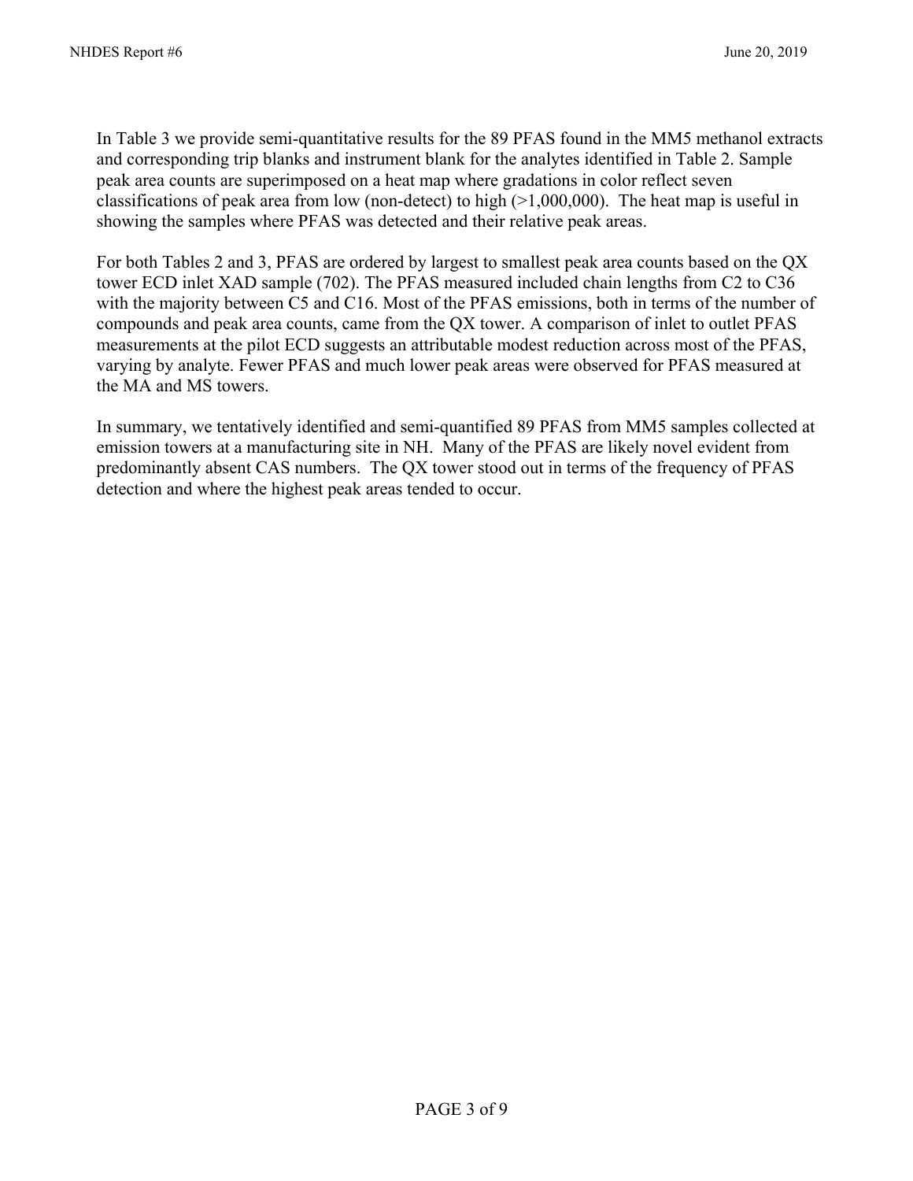In Table 3 we provide semi-quantitative results for the 89 PFAS found in the MM5 methanol extracts and corresponding trip blanks and instrument blank for the analytes identified in Table 2. Sample peak area counts are superimposed on a heat map where gradations in color reflect seven classifications of peak area from low (non-detect) to high (>1,000,000). The heat map is useful in showing the samples where PFAS was detected and their relative peak areas.

For both Tables 2 and 3, PFAS are ordered by largest to smallest peak area counts based on the QX tower ECD inlet XAD sample (702). The PFAS measured included chain lengths from C2 to C36 with the majority between C5 and C16. Most of the PFAS emissions, both in terms of the number of compounds and peak area counts, came from the QX tower. A comparison of inlet to outlet PFAS measurements at the pilot ECD suggests an attributable modest reduction across most of the PFAS, varying by analyte. Fewer PFAS and much lower peak areas were observed for PFAS measured at the MA and MS towers.

In summary, we tentatively identified and semi-quantified 89 PFAS from MM5 samples collected at emission towers at a manufacturing site in NH. Many of the PFAS are likely novel evident from predominantly absent CAS numbers. The QX tower stood out in terms of the frequency of PFAS detection and where the highest peak areas tended to occur.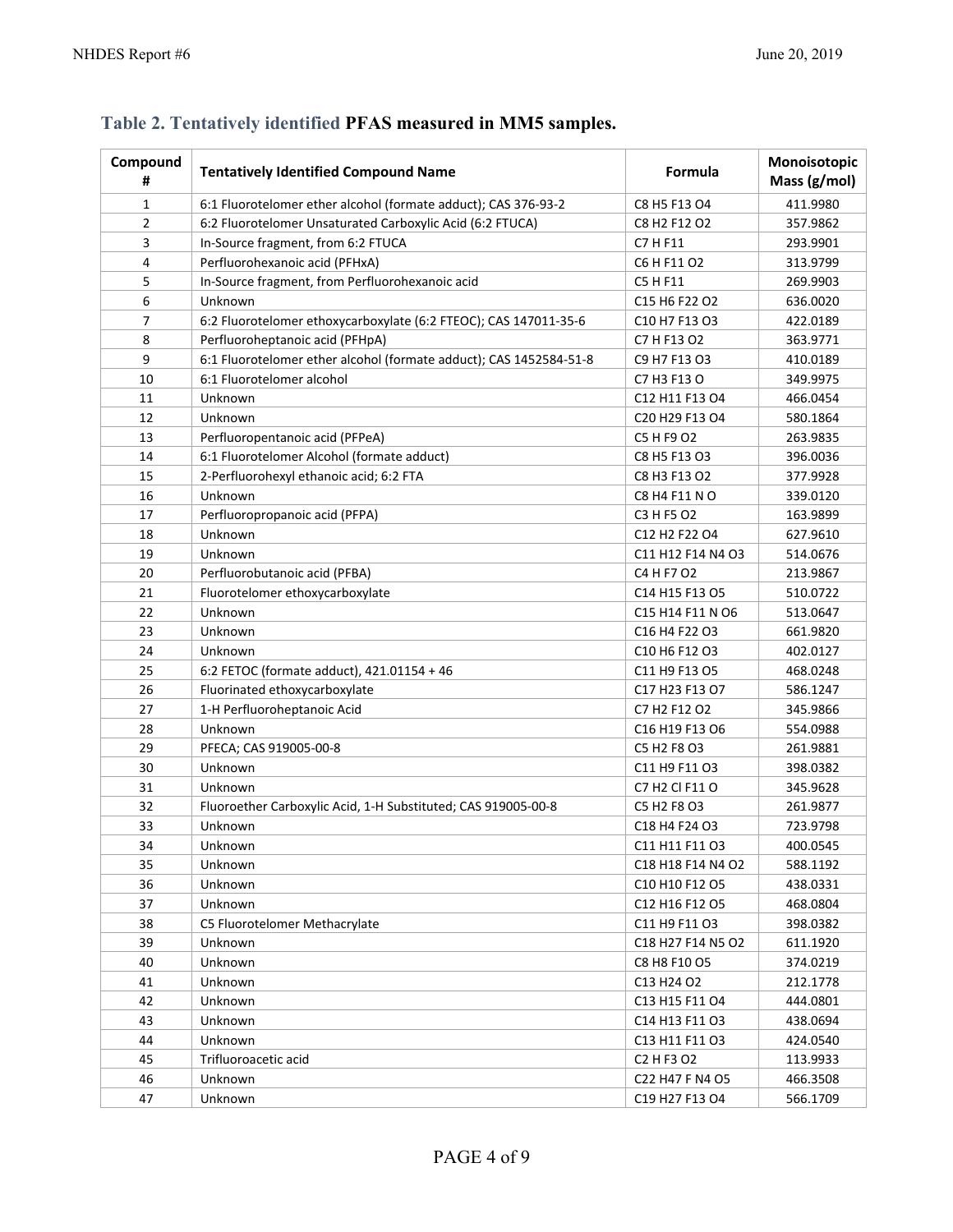## Table 2. Tentatively identified PFAS measured in MM5 samples.

| Compound # | Tentatively Identified Compound Name | Formula | Monoisotopic Mass (g/mol) |
|---|---|---|---|
| 1 | 6:1 Fluorotelomer ether alcohol (formate adduct); CAS 376-93-2 | C8 H5 F13 O4 | 411.9980 |
| 2 | 6:2 Fluorotelomer Unsaturated Carboxylic Acid (6:2 FTUCA) | C8 H2 F12 O2 | 357.9862 |
| 3 | In-Source fragment, from 6:2 FTUCA | C7 H F11 | 293.9901 |
| 4 | Perfluorohexanoic acid (PFHxA) | C6 H F11 O2 | 313.9799 |
| 5 | In-Source fragment, from Perfluorohexanoic acid | C5 H F11 | 269.9903 |
| 6 | Unknown | C15 H6 F22 O2 | 636.0020 |
| 7 | 6:2 Fluorotelomer ethoxycarboxylate (6:2 FTEOC); CAS 147011-35-6 | C10 H7 F13 O3 | 422.0189 |
| 8 | Perfluoroheptanoic acid (PFHpA) | C7 H F13 O2 | 363.9771 |
| 9 | 6:1 Fluorotelomer ether alcohol (formate adduct); CAS 1452584-51-8 | C9 H7 F13 O3 | 410.0189 |
| 10 | 6:1 Fluorotelomer alcohol | C7 H3 F13 O | 349.9975 |
| 11 | Unknown | C12 H11 F13 O4 | 466.0454 |
| 12 | Unknown | C20 H29 F13 O4 | 580.1864 |
| 13 | Perfluoropentanoic acid (PFPeA) | C5 H F9 O2 | 263.9835 |
| 14 | 6:1 Fluorotelomer Alcohol (formate adduct) | C8 H5 F13 O3 | 396.0036 |
| 15 | 2-Perfluorohexyl ethanoic acid; 6:2 FTA | C8 H3 F13 O2 | 377.9928 |
| 16 | Unknown | C8 H4 F11 N O | 339.0120 |
| 17 | Perfluoropropanoic acid (PFPA) | C3 H F5 O2 | 163.9899 |
| 18 | Unknown | C12 H2 F22 O4 | 627.9610 |
| 19 | Unknown | C11 H12 F14 N4 O3 | 514.0676 |
| 20 | Perfluorobutanoic acid (PFBA) | C4 H F7 O2 | 213.9867 |
| 21 | Fluorotelomer ethoxycarboxylate | C14 H15 F13 O5 | 510.0722 |
| 22 | Unknown | C15 H14 F11 N O6 | 513.0647 |
| 23 | Unknown | C16 H4 F22 O3 | 661.9820 |
| 24 | Unknown | C10 H6 F12 O3 | 402.0127 |
| 25 | 6:2 FETOC (formate adduct), 421.01154 + 46 | C11 H9 F13 O5 | 468.0248 |
| 26 | Fluorinated ethoxycarboxylate | C17 H23 F13 O7 | 586.1247 |
| 27 | 1-H Perfluoroheptanoic Acid | C7 H2 F12 O2 | 345.9866 |
| 28 | Unknown | C16 H19 F13 O6 | 554.0988 |
| 29 | PFECA; CAS 919005-00-8 | C5 H2 F8 O3 | 261.9881 |
| 30 | Unknown | C11 H9 F11 O3 | 398.0382 |
| 31 | Unknown | C7 H2 Cl F11 O | 345.9628 |
| 32 | Fluoroether Carboxylic Acid, 1-H Substituted; CAS 919005-00-8 | C5 H2 F8 O3 | 261.9877 |
| 33 | Unknown | C18 H4 F24 O3 | 723.9798 |
| 34 | Unknown | C11 H11 F11 O3 | 400.0545 |
| 35 | Unknown | C18 H18 F14 N4 O2 | 588.1192 |
| 36 | Unknown | C10 H10 F12 O5 | 438.0331 |
| 37 | Unknown | C12 H16 F12 O5 | 468.0804 |
| 38 | C5 Fluorotelomer Methacrylate | C11 H9 F11 O3 | 398.0382 |
| 39 | Unknown | C18 H27 F14 N5 O2 | 611.1920 |
| 40 | Unknown | C8 H8 F10 O5 | 374.0219 |
| 41 | Unknown | C13 H24 O2 | 212.1778 |
| 42 | Unknown | C13 H15 F11 O4 | 444.0801 |
| 43 | Unknown | C14 H13 F11 O3 | 438.0694 |
| 44 | Unknown | C13 H11 F11 O3 | 424.0540 |
| 45 | Trifluoroacetic acid | C2 H F3 O2 | 113.9933 |
| 46 | Unknown | C22 H47 F N4 O5 | 466.3508 |
| 47 | Unknown | C19 H27 F13 O4 | 566.1709 |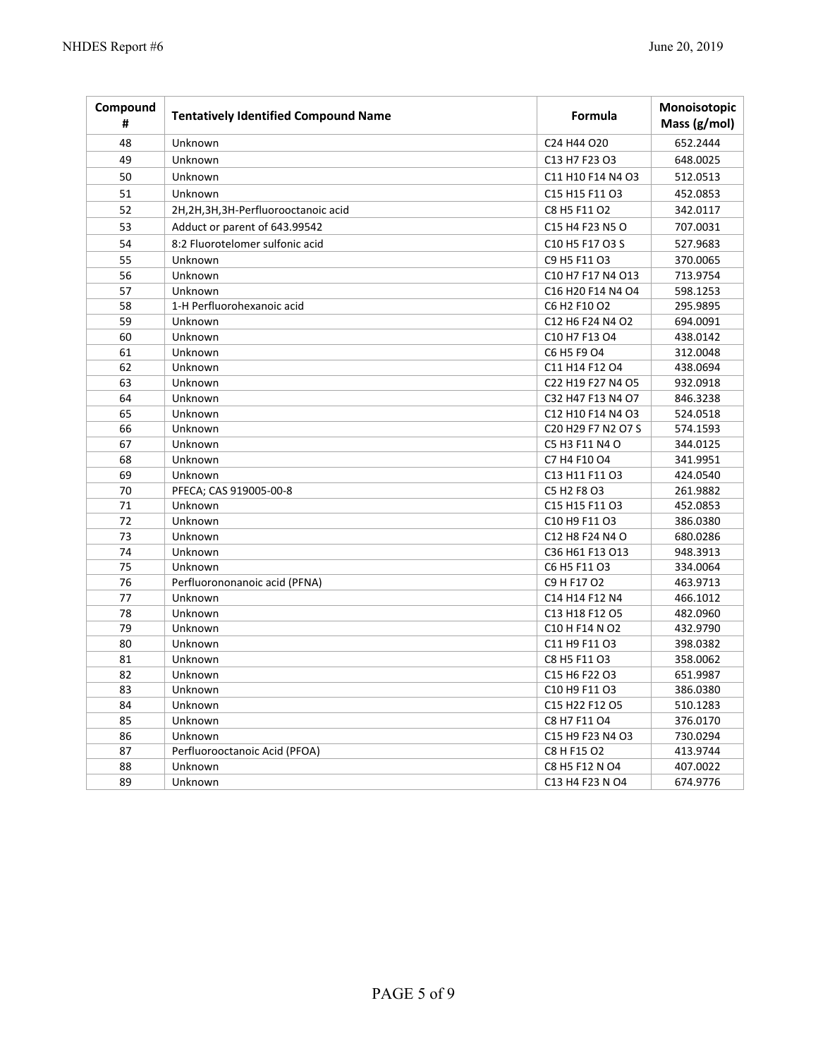| Compound # | Tentatively Identified Compound Name | Formula | Monoisotopic Mass (g/mol) |
|---|---|---|---|
| 48 | Unknown | C24 H44 O20 | 652.2444 |
| 49 | Unknown | C13 H7 F23 O3 | 648.0025 |
| 50 | Unknown | C11 H10 F14 N4 O3 | 512.0513 |
| 51 | Unknown | C15 H15 F11 O3 | 452.0853 |
| 52 | 2H,2H,3H,3H-Perfluorooctanoic acid | C8 H5 F11 O2 | 342.0117 |
| 53 | Adduct or parent of 643.99542 | C15 H4 F23 N5 O | 707.0031 |
| 54 | 8:2 Fluorotelomer sulfonic acid | C10 H5 F17 O3 S | 527.9683 |
| 55 | Unknown | C9 H5 F11 O3 | 370.0065 |
| 56 | Unknown | C10 H7 F17 N4 O13 | 713.9754 |
| 57 | Unknown | C16 H20 F14 N4 O4 | 598.1253 |
| 58 | 1-H Perfluorohexanoic acid | C6 H2 F10 O2 | 295.9895 |
| 59 | Unknown | C12 H6 F24 N4 O2 | 694.0091 |
| 60 | Unknown | C10 H7 F13 O4 | 438.0142 |
| 61 | Unknown | C6 H5 F9 O4 | 312.0048 |
| 62 | Unknown | C11 H14 F12 O4 | 438.0694 |
| 63 | Unknown | C22 H19 F27 N4 O5 | 932.0918 |
| 64 | Unknown | C32 H47 F13 N4 O7 | 846.3238 |
| 65 | Unknown | C12 H10 F14 N4 O3 | 524.0518 |
| 66 | Unknown | C20 H29 F7 N2 O7 S | 574.1593 |
| 67 | Unknown | C5 H3 F11 N4 O | 344.0125 |
| 68 | Unknown | C7 H4 F10 O4 | 341.9951 |
| 69 | Unknown | C13 H11 F11 O3 | 424.0540 |
| 70 | PFECA; CAS 919005-00-8 | C5 H2 F8 O3 | 261.9882 |
| 71 | Unknown | C15 H15 F11 O3 | 452.0853 |
| 72 | Unknown | C10 H9 F11 O3 | 386.0380 |
| 73 | Unknown | C12 H8 F24 N4 O | 680.0286 |
| 74 | Unknown | C36 H61 F13 O13 | 948.3913 |
| 75 | Unknown | C6 H5 F11 O3 | 334.0064 |
| 76 | Perfluorononanoic acid (PFNA) | C9 H F17 O2 | 463.9713 |
| 77 | Unknown | C14 H14 F12 N4 | 466.1012 |
| 78 | Unknown | C13 H18 F12 O5 | 482.0960 |
| 79 | Unknown | C10 H F14 N O2 | 432.9790 |
| 80 | Unknown | C11 H9 F11 O3 | 398.0382 |
| 81 | Unknown | C8 H5 F11 O3 | 358.0062 |
| 82 | Unknown | C15 H6 F22 O3 | 651.9987 |
| 83 | Unknown | C10 H9 F11 O3 | 386.0380 |
| 84 | Unknown | C15 H22 F12 O5 | 510.1283 |
| 85 | Unknown | C8 H7 F11 O4 | 376.0170 |
| 86 | Unknown | C15 H9 F23 N4 O3 | 730.0294 |
| 87 | Perfluorooctanoic Acid (PFOA) | C8 H F15 O2 | 413.9744 |
| 88 | Unknown | C8 H5 F12 N O4 | 407.0022 |
| 89 | Unknown | C13 H4 F23 N O4 | 674.9776 |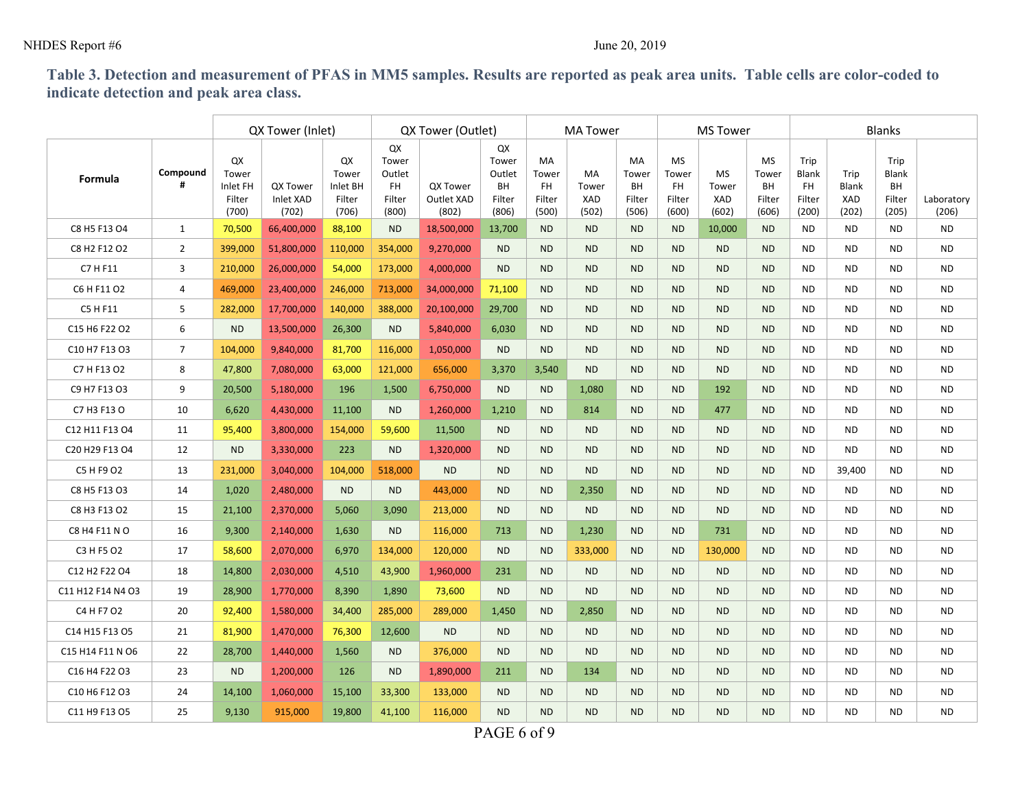**Table 3. Detection and measurement of PFAS in MM5 samples. Results are reported as peak area units. Table cells are color-coded to indicate detection and peak area class.**

| | | QX Tower (Inlet) | | | QX Tower (Outlet) | | | MA Tower | | | MS Tower | | | Blanks | | | |
|---|---|---|---|---|---|---|---|---|---|---|---|---|---|---|---|---|---|
| Formula | Compound # | QX Tower Inlet FH Filter (700) | QX Tower Inlet XAD (702) | QX Tower Inlet BH Filter (706) | QX Tower Outlet FH Filter (800) | QX Tower Outlet XAD (802) | QX Tower Outlet BH Filter (806) | MA Tower FH Filter (500) | MA Tower XAD (502) | MA Tower BH Filter (506) | MS Tower FH Filter (600) | MS Tower XAD (602) | MS Tower BH Filter (606) | Trip Blank FH Filter (200) | Trip Blank XAD (202) | Trip Blank BH Filter (205) | Laboratory (206) |
| $C_8 H_5 F_{13} O_4$ | 1 | 70,500 | 66,400,000 | 88,100 | ND | 18,500,000 | 13,700 | ND | ND | ND | ND | 10,000 | ND | ND | ND | ND | ND |
| $C_8 H_2 F_{12} O_2$ | 2 | 399,000 | 51,800,000 | 110,000 | 354,000 | 9,270,000 | ND | ND | ND | ND | ND | ND | ND | ND | ND | ND | ND |
| $C_7 H F_{11}$ | 3 | 210,000 | 26,000,000 | 54,000 | 173,000 | 4,000,000 | ND | ND | ND | ND | ND | ND | ND | ND | ND | ND | ND |
| $C_6 H F_{11} O_2$ | 4 | 469,000 | 23,400,000 | 246,000 | 713,000 | 34,000,000 | 71,100 | ND | ND | ND | ND | ND | ND | ND | ND | ND | ND |
| $C_5 H F_{11}$ | 5 | 282,000 | 17,700,000 | 140,000 | 388,000 | 20,100,000 | 29,700 | ND | ND | ND | ND | ND | ND | ND | ND | ND | ND |
| $C_{15} H_6 F_{22} O_2$ | 6 | ND | 13,500,000 | 26,300 | ND | 5,840,000 | 6,030 | ND | ND | ND | ND | ND | ND | ND | ND | ND | ND |
| $C_{10} H_7 F_{13} O_3$ | 7 | 104,000 | 9,840,000 | 81,700 | 116,000 | 1,050,000 | ND | ND | ND | ND | ND | ND | ND | ND | ND | ND | ND |
| $C_7 H F_{13} O_2$ | 8 | 47,800 | 7,080,000 | 63,000 | 121,000 | 656,000 | 3,370 | 3,540 | ND | ND | ND | ND | ND | ND | ND | ND | ND |
| $C_9 H_7 F_{13} O_3$ | 9 | 20,500 | 5,180,000 | 196 | 1,500 | 6,750,000 | ND | ND | 1,080 | ND | ND | 192 | ND | ND | ND | ND | ND |
| $C_7 H_3 F_{13} O$ | 10 | 6,620 | 4,430,000 | 11,100 | ND | 1,260,000 | 1,210 | ND | 814 | ND | ND | 477 | ND | ND | ND | ND | ND |
| $C_{12} H_{11} F_{13} O_4$ | 11 | 95,400 | 3,800,000 | 154,000 | 59,600 | 11,500 | ND | ND | ND | ND | ND | ND | ND | ND | ND | ND | ND |
| $C_{20} H_{29} F_{13} O_4$ | 12 | ND | 3,330,000 | 223 | ND | 1,320,000 | ND | ND | ND | ND | ND | ND | ND | ND | ND | ND | ND |
| $C_5 H F_9 O_2$ | 13 | 231,000 | 3,040,000 | 104,000 | 518,000 | ND | ND | ND | ND | ND | ND | ND | ND | ND | 39,400 | ND | ND |
| $C_8 H_5 F_{13} O_3$ | 14 | 1,020 | 2,480,000 | ND | ND | 443,000 | ND | ND | 2,350 | ND | ND | ND | ND | ND | ND | ND | ND |
| $C_8 H_3 F_{13} O_2$ | 15 | 21,100 | 2,370,000 | 5,060 | 3,090 | 213,000 | ND | ND | ND | ND | ND | ND | ND | ND | ND | ND | ND |
| $C_8 H_4 F_{11} N O$ | 16 | 9,300 | 2,140,000 | 1,630 | ND | 116,000 | 713 | ND | 1,230 | ND | ND | 731 | ND | ND | ND | ND | ND |
| $C_3 H F_5 O_2$ | 17 | 58,600 | 2,070,000 | 6,970 | 134,000 | 120,000 | ND | ND | 333,000 | ND | ND | 130,000 | ND | ND | ND | ND | ND |
| $C_{12} H_2 F_{22} O_4$ | 18 | 14,800 | 2,030,000 | 4,510 | 43,900 | 1,960,000 | 231 | ND | ND | ND | ND | ND | ND | ND | ND | ND | ND |
| $C_{11} H_{12} F_{14} N_4 O_3$ | 19 | 28,900 | 1,770,000 | 8,390 | 1,890 | 73,600 | ND | ND | ND | ND | ND | ND | ND | ND | ND | ND | ND |
| $C_4 H F_7 O_2$ | 20 | 92,400 | 1,580,000 | 34,400 | 285,000 | 289,000 | 1,450 | ND | 2,850 | ND | ND | ND | ND | ND | ND | ND | ND |
| $C_{14} H_{15} F_{13} O_5$ | 21 | 81,900 | 1,470,000 | 76,300 | 12,600 | ND | ND | ND | ND | ND | ND | ND | ND | ND | ND | ND | ND |
| $C_{15} H_{14} F_{11} N O_6$ | 22 | 28,700 | 1,440,000 | 1,560 | ND | 376,000 | ND | ND | ND | ND | ND | ND | ND | ND | ND | ND | ND |
| $C_{16} H_4 F_{22} O_3$ | 23 | ND | 1,200,000 | 126 | ND | 1,890,000 | 211 | ND | 134 | ND | ND | ND | ND | ND | ND | ND | ND |
| $C_{10} H_6 F_{12} O_3$ | 24 | 14,100 | 1,060,000 | 15,100 | 33,300 | 133,000 | ND | ND | ND | ND | ND | ND | ND | ND | ND | ND | ND |
| $C_{11} H_9 F_{13} O_5$ | 25 | 9,130 | 915,000 | 19,800 | 41,100 | 116,000 | ND | ND | ND | ND | ND | ND | ND | ND | ND | ND | ND |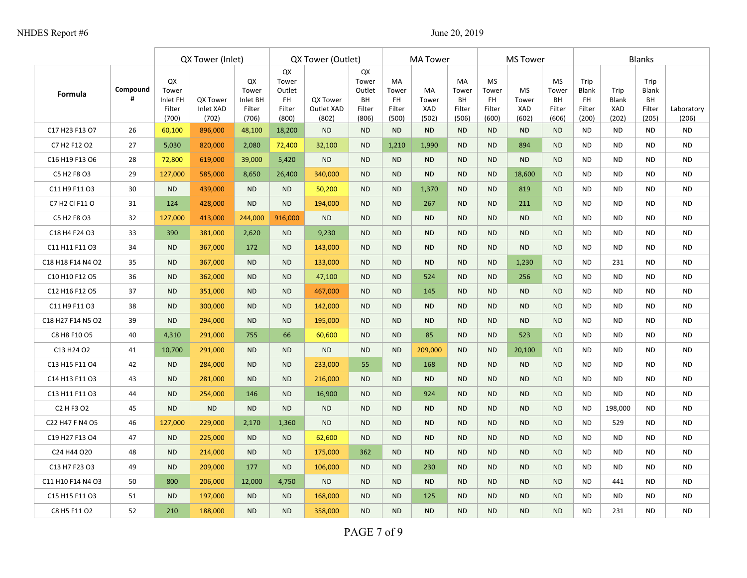| Formula | Compound # | QX Tower (Inlet) | | | QX Tower (Outlet) | | | MA Tower | | | MS Tower | | | Blanks | | | |
|---|---|---|---|---|---|---|---|---|---|---|---|---|---|---|---|---|---|
| | | QX Tower Inlet FH Filter (700) | QX Tower Inlet XAD (702) | QX Tower Inlet BH Filter (706) | QX Tower Outlet FH Filter (800) | QX Tower Outlet XAD (802) | QX Tower Outlet BH Filter (806) | MA Tower FH Filter (500) | MA Tower XAD (502) | MA Tower BH Filter (506) | MS Tower FH Filter (600) | MS Tower XAD (602) | MS Tower BH Filter (606) | Trip Blank FH Filter (200) | Trip Blank XAD (202) | Trip Blank BH Filter (205) | Laboratory (206) |
| C17 H23 F13 O7 | 26 | 60,100 | 896,000 | 48,100 | 18,200 | ND | ND | ND | ND | ND | ND | ND | ND | ND | ND | ND | ND |
| C7 H2 F12 O2 | 27 | 5,030 | 820,000 | 2,080 | 72,400 | 32,100 | ND | 1,210 | 1,990 | ND | ND | 894 | ND | ND | ND | ND | ND |
| C16 H19 F13 O6 | 28 | 72,800 | 619,000 | 39,000 | 5,420 | ND | ND | ND | ND | ND | ND | ND | ND | ND | ND | ND | ND |
| C5 H2 F8 O3 | 29 | 127,000 | 585,000 | 8,650 | 26,400 | 340,000 | ND | ND | ND | ND | ND | 18,600 | ND | ND | ND | ND | ND |
| C11 H9 F11 O3 | 30 | ND | 439,000 | ND | ND | 50,200 | ND | ND | 1,370 | ND | ND | 819 | ND | ND | ND | ND | ND |
| C7 H2 Cl F11 O | 31 | 124 | 428,000 | ND | ND | 194,000 | ND | ND | 267 | ND | ND | 211 | ND | ND | ND | ND | ND |
| C5 H2 F8 O3 | 32 | 127,000 | 413,000 | 244,000 | 916,000 | ND | ND | ND | ND | ND | ND | ND | ND | ND | ND | ND | ND |
| C18 H4 F24 O3 | 33 | 390 | 381,000 | 2,620 | ND | 9,230 | ND | ND | ND | ND | ND | ND | ND | ND | ND | ND | ND |
| C11 H11 F11 O3 | 34 | ND | 367,000 | 172 | ND | 143,000 | ND | ND | ND | ND | ND | ND | ND | ND | ND | ND | ND |
| C18 H18 F14 N4 O2 | 35 | ND | 367,000 | ND | ND | 133,000 | ND | ND | ND | ND | ND | 1,230 | ND | ND | 231 | ND | ND |
| C10 H10 F12 O5 | 36 | ND | 362,000 | ND | ND | 47,100 | ND | ND | 524 | ND | ND | 256 | ND | ND | ND | ND | ND |
| C12 H16 F12 O5 | 37 | ND | 351,000 | ND | ND | 467,000 | ND | ND | 145 | ND | ND | ND | ND | ND | ND | ND | ND |
| C11 H9 F11 O3 | 38 | ND | 300,000 | ND | ND | 142,000 | ND | ND | ND | ND | ND | ND | ND | ND | ND | ND | ND |
| C18 H27 F14 N5 O2 | 39 | ND | 294,000 | ND | ND | 195,000 | ND | ND | ND | ND | ND | ND | ND | ND | ND | ND | ND |
| C8 H8 F10 O5 | 40 | 4,310 | 291,000 | 755 | 66 | 60,600 | ND | ND | 85 | ND | ND | 523 | ND | ND | ND | ND | ND |
| C13 H24 O2 | 41 | 10,700 | 291,000 | ND | ND | ND | ND | ND | 209,000 | ND | ND | 20,100 | ND | ND | ND | ND | ND |
| C13 H15 F11 O4 | 42 | ND | 284,000 | ND | ND | 233,000 | 55 | ND | 168 | ND | ND | ND | ND | ND | ND | ND | ND |
| C14 H13 F11 O3 | 43 | ND | 281,000 | ND | ND | 216,000 | ND | ND | ND | ND | ND | ND | ND | ND | ND | ND | ND |
| C13 H11 F11 O3 | 44 | ND | 254,000 | 146 | ND | 16,900 | ND | ND | 924 | ND | ND | ND | ND | ND | ND | ND | ND |
| C2 H F3 O2 | 45 | ND | ND | ND | ND | ND | ND | ND | ND | ND | ND | ND | ND | ND | 198,000 | ND | ND |
| C22 H47 F N4 O5 | 46 | 127,000 | 229,000 | 2,170 | 1,360 | ND | ND | ND | ND | ND | ND | ND | ND | ND | 529 | ND | ND |
| C19 H27 F13 O4 | 47 | ND | 225,000 | ND | ND | 62,600 | ND | ND | ND | ND | ND | ND | ND | ND | ND | ND | ND |
| C24 H44 O20 | 48 | ND | 214,000 | ND | ND | 175,000 | 362 | ND | ND | ND | ND | ND | ND | ND | ND | ND | ND |
| C13 H7 F23 O3 | 49 | ND | 209,000 | 177 | ND | 106,000 | ND | ND | 230 | ND | ND | ND | ND | ND | ND | ND | ND |
| C11 H10 F14 N4 O3 | 50 | 800 | 206,000 | 12,000 | 4,750 | ND | ND | ND | ND | ND | ND | ND | ND | ND | 441 | ND | ND |
| C15 H15 F11 O3 | 51 | ND | 197,000 | ND | ND | 168,000 | ND | ND | 125 | ND | ND | ND | ND | ND | ND | ND | ND |
| C8 H5 F11 O2 | 52 | 210 | 188,000 | ND | ND | 358,000 | ND | ND | ND | ND | ND | ND | ND | ND | 231 | ND | ND |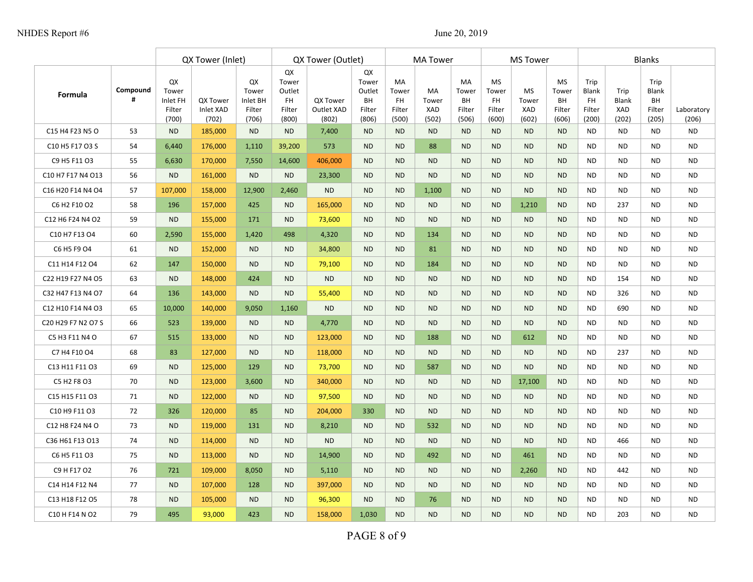| Formula | Compound # | QX Tower (Inlet) | | | QX Tower (Outlet) | | | MA Tower | | | MS Tower | | | Blanks | | | |
|---|---|---|---|---|---|---|---|---|---|---|---|---|---|---|---|---|---|
| | | QX Tower Inlet FH Filter (700) | QX Tower Inlet XAD (702) | QX Tower Inlet BH Filter (706) | QX Tower Outlet FH Filter (800) | QX Tower Outlet XAD (802) | QX Tower Outlet BH Filter (806) | MA Tower FH Filter (500) | MA Tower XAD (502) | MA Tower BH Filter (506) | MS Tower FH Filter (600) | MS Tower XAD (602) | MS Tower BH Filter (606) | Trip Blank FH Filter (200) | Trip Blank XAD (202) | Trip Blank BH Filter (205) | Laboratory (206) |
| $C_{15}H_4F_{23}N_5O$ | 53 | ND | 185,000 | ND | ND | 7,400 | ND | ND | ND | ND | ND | ND | ND | ND | ND | ND | ND |
| $C_{10}H_5F_{17}O_3S$ | 54 | 6,440 | 176,000 | 1,110 | 39,200 | 573 | ND | ND | 88 | ND | ND | ND | ND | ND | ND | ND | ND |
| $C_9H_5F_{11}O_3$ | 55 | 6,630 | 170,000 | 7,550 | 14,600 | 406,000 | ND | ND | ND | ND | ND | ND | ND | ND | ND | ND | ND |
| $C_{10}H_7F_{17}N_4O_{13}$ | 56 | ND | 161,000 | ND | ND | 23,300 | ND | ND | ND | ND | ND | ND | ND | ND | ND | ND | ND |
| $C_{16}H_{20}F_{14}N_4O_4$ | 57 | 107,000 | 158,000 | 12,900 | 2,460 | ND | ND | ND | 1,100 | ND | ND | ND | ND | ND | ND | ND | ND |
| $C_6H_2F_{10}O_2$ | 58 | 196 | 157,000 | 425 | ND | 165,000 | ND | ND | ND | ND | ND | 1,210 | ND | ND | 237 | ND | ND |
| $C_{12}H_6F_{24}N_4O_2$ | 59 | ND | 155,000 | 171 | ND | 73,600 | ND | ND | ND | ND | ND | ND | ND | ND | ND | ND | ND |
| $C_{10}H_7F_{13}O_4$ | 60 | 2,590 | 155,000 | 1,420 | 498 | 4,320 | ND | ND | 134 | ND | ND | ND | ND | ND | ND | ND | ND |
| $C_6H_5F_9O_4$ | 61 | ND | 152,000 | ND | ND | 34,800 | ND | ND | 81 | ND | ND | ND | ND | ND | ND | ND | ND |
| $C_{11}H_{14}F_{12}O_4$ | 62 | 147 | 150,000 | ND | ND | 79,100 | ND | ND | 184 | ND | ND | ND | ND | ND | ND | ND | ND |
| $C_{22}H_{19}F_{27}N_4O_5$ | 63 | ND | 148,000 | 424 | ND | ND | ND | ND | ND | ND | ND | ND | ND | ND | 154 | ND | ND |
| $C_{32}H_{47}F_{13}N_4O_7$ | 64 | 136 | 143,000 | ND | ND | 55,400 | ND | ND | ND | ND | ND | ND | ND | ND | 326 | ND | ND |
| $C_{12}H_{10}F_{14}N_4O_3$ | 65 | 10,000 | 140,000 | 9,050 | 1,160 | ND | ND | ND | ND | ND | ND | ND | ND | ND | 690 | ND | ND |
| $C_{20}H_{29}F_7N_2O_7S$ | 66 | 523 | 139,000 | ND | ND | 4,770 | ND | ND | ND | ND | ND | ND | ND | ND | ND | ND | ND |
| $C_5H_3F_{11}N_4O$ | 67 | 515 | 133,000 | ND | ND | 123,000 | ND | ND | 188 | ND | ND | 612 | ND | ND | ND | ND | ND |
| $C_7H_4F_{10}O_4$ | 68 | 83 | 127,000 | ND | ND | 118,000 | ND | ND | ND | ND | ND | ND | ND | ND | 237 | ND | ND |
| $C_{13}H_{11}F_{11}O_3$ | 69 | ND | 125,000 | 129 | ND | 73,700 | ND | ND | 587 | ND | ND | ND | ND | ND | ND | ND | ND |
| $C_5H_2F_8O_3$ | 70 | ND | 123,000 | 3,600 | ND | 340,000 | ND | ND | ND | ND | ND | 17,100 | ND | ND | ND | ND | ND |
| $C_{15}H_{15}F_{11}O_3$ | 71 | ND | 122,000 | ND | ND | 97,500 | ND | ND | ND | ND | ND | ND | ND | ND | ND | ND | ND |
| $C_{10}H_9F_{11}O_3$ | 72 | 326 | 120,000 | 85 | ND | 204,000 | 330 | ND | ND | ND | ND | ND | ND | ND | ND | ND | ND |
| $C_{12}H_8F_{24}N_4O$ | 73 | ND | 119,000 | 131 | ND | 8,210 | ND | ND | 532 | ND | ND | ND | ND | ND | ND | ND | ND |
| $C_{36}H_{61}F_{13}O_{13}$ | 74 | ND | 114,000 | ND | ND | ND | ND | ND | ND | ND | ND | ND | ND | ND | 466 | ND | ND |
| $C_6H_5F_{11}O_3$ | 75 | ND | 113,000 | ND | ND | 14,900 | ND | ND | 492 | ND | ND | 461 | ND | ND | ND | ND | ND |
| $C_9HF_{17}O_2$ | 76 | 721 | 109,000 | 8,050 | ND | 5,110 | ND | ND | ND | ND | ND | 2,260 | ND | ND | 442 | ND | ND |
| $C_{14}H_{14}F_{12}N_4$ | 77 | ND | 107,000 | 128 | ND | 397,000 | ND | ND | ND | ND | ND | ND | ND | ND | ND | ND | ND |
| $C_{13}H_{18}F_{12}O_5$ | 78 | ND | 105,000 | ND | ND | 96,300 | ND | ND | 76 | ND | ND | ND | ND | ND | ND | ND | ND |
| $C_{10}HF_{14}NO_2$ | 79 | 495 | 93,000 | 423 | ND | 158,000 | 1,030 | ND | ND | ND | ND | ND | ND | ND | 203 | ND | ND |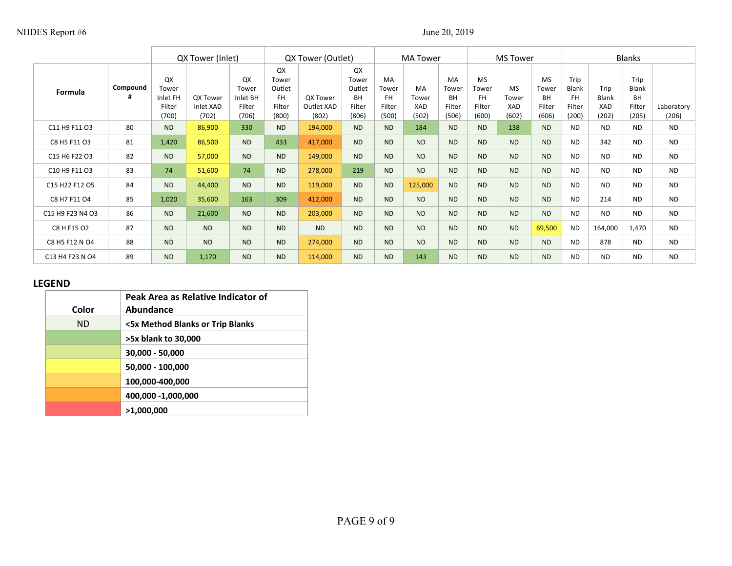| Formula | Compound # | QX Tower (Inlet) | | | QX Tower (Outlet) | | | MA Tower | | | MS Tower | | | Blanks | | | |
|---|---|---|---|---|---|---|---|---|---|---|---|---|---|---|---|---|---|
| | | QX Tower Inlet FH Filter (700) | QX Tower Inlet XAD (702) | QX Tower Inlet BH Filter (706) | QX Tower Outlet FH Filter (800) | QX Tower Outlet XAD (802) | QX Tower Outlet BH Filter (806) | MA Tower FH Filter (500) | MA Tower XAD (502) | MA Tower BH Filter (506) | MS Tower FH Filter (600) | MS Tower XAD (602) | MS Tower BH Filter (606) | Trip Blank FH Filter (200) | Trip Blank XAD (202) | Trip Blank BH Filter (205) | Laboratory (206) |
| C11 H9 F11 O3 | 80 | ND | 86,900 | 330 | ND | 194,000 | ND | ND | 184 | ND | ND | 138 | ND | ND | ND | ND | ND |
| C8 H5 F11 O3 | 81 | 1,420 | 86,500 | ND | 433 | 417,000 | ND | ND | ND | ND | ND | ND | ND | ND | 342 | ND | ND |
| C15 H6 F22 O3 | 82 | ND | 57,000 | ND | ND | 149,000 | ND | ND | ND | ND | ND | ND | ND | ND | ND | ND | ND |
| C10 H9 F11 O3 | 83 | 74 | 51,600 | 74 | ND | 278,000 | 219 | ND | ND | ND | ND | ND | ND | ND | ND | ND | ND |
| C15 H22 F12 O5 | 84 | ND | 44,400 | ND | ND | 119,000 | ND | ND | 125,000 | ND | ND | ND | ND | ND | ND | ND | ND |
| C8 H7 F11 O4 | 85 | 1,020 | 35,600 | 163 | 309 | 412,000 | ND | ND | ND | ND | ND | ND | ND | ND | 214 | ND | ND |
| C15 H9 F23 N4 O3 | 86 | ND | 21,600 | ND | ND | 203,000 | ND | ND | ND | ND | ND | ND | ND | ND | ND | ND | ND |
| C8 H F15 O2 | 87 | ND | ND | ND | ND | ND | ND | ND | ND | ND | ND | ND | 69,500 | ND | 164,000 | 1,470 | ND |
| C8 H5 F12 N O4 | 88 | ND | ND | ND | ND | 274,000 | ND | ND | ND | ND | ND | ND | ND | ND | 878 | ND | ND |
| C13 H4 F23 N O4 | 89 | ND | 1,170 | ND | ND | 114,000 | ND | ND | 143 | ND | ND | ND | ND | ND | ND | ND | ND |

## LEGEND

| Color | Peak Area as Relative Indicator of Abundance |
|---|---|
| ND | **<5x Method Blanks or Trip Blanks** |
| (green) | **>5x blank to 30,000** |
| (light green) | **30,000 - 50,000** |
| (yellow) | **50,000 - 100,000** |
| (light orange) | **100,000-400,000** |
| (orange) | **400,000 -1,000,000** |
| (red) | **>1,000,000** |